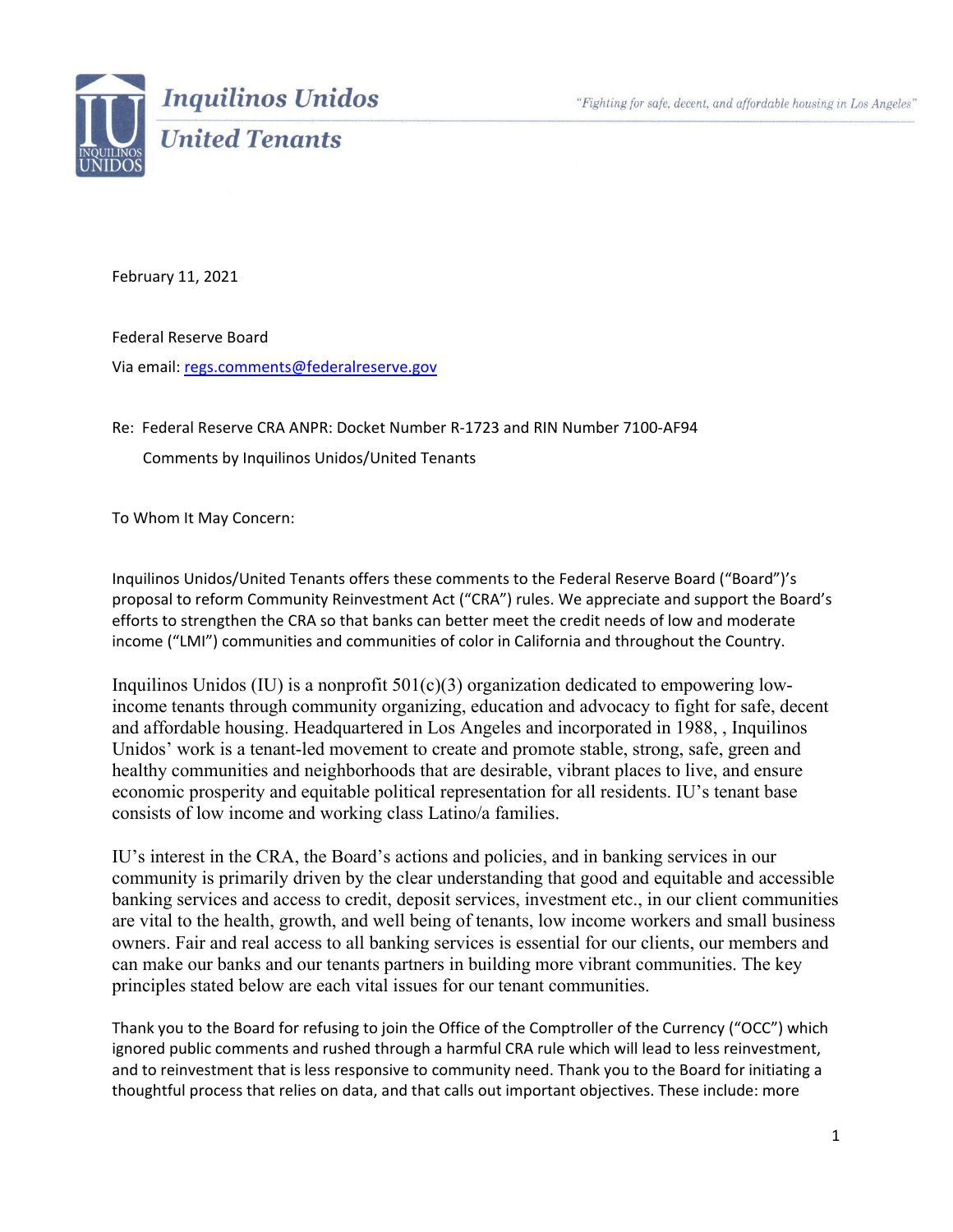**Inquilinos Unidos**
**United Tenants**

*"Fighting for safe, decent, and affordable housing in Los Angeles"*

February 11, 2021

Federal Reserve Board

Via email: regs.comments@federalreserve.gov

Re: Federal Reserve CRA ANPR: Docket Number R-1723 and RIN Number 7100-AF94

Comments by Inquilinos Unidos/United Tenants

To Whom It May Concern:

Inquilinos Unidos/United Tenants offers these comments to the Federal Reserve Board ("Board")'s proposal to reform Community Reinvestment Act ("CRA") rules. We appreciate and support the Board's efforts to strengthen the CRA so that banks can better meet the credit needs of low and moderate income ("LMI") communities and communities of color in California and throughout the Country.

Inquilinos Unidos (IU) is a nonprofit 501(c)(3) organization dedicated to empowering low-income tenants through community organizing, education and advocacy to fight for safe, decent and affordable housing. Headquartered in Los Angeles and incorporated in 1988, , Inquilinos Unidos' work is a tenant-led movement to create and promote stable, strong, safe, green and healthy communities and neighborhoods that are desirable, vibrant places to live, and ensure economic prosperity and equitable political representation for all residents. IU's tenant base consists of low income and working class Latino/a families.

IU's interest in the CRA, the Board's actions and policies, and in banking services in our community is primarily driven by the clear understanding that good and equitable and accessible banking services and access to credit, deposit services, investment etc., in our client communities are vital to the health, growth, and well being of tenants, low income workers and small business owners. Fair and real access to all banking services is essential for our clients, our members and can make our banks and our tenants partners in building more vibrant communities. The key principles stated below are each vital issues for our tenant communities.

Thank you to the Board for refusing to join the Office of the Comptroller of the Currency ("OCC") which ignored public comments and rushed through a harmful CRA rule which will lead to less reinvestment, and to reinvestment that is less responsive to community need. Thank you to the Board for initiating a thoughtful process that relies on data, and that calls out important objectives. These include: more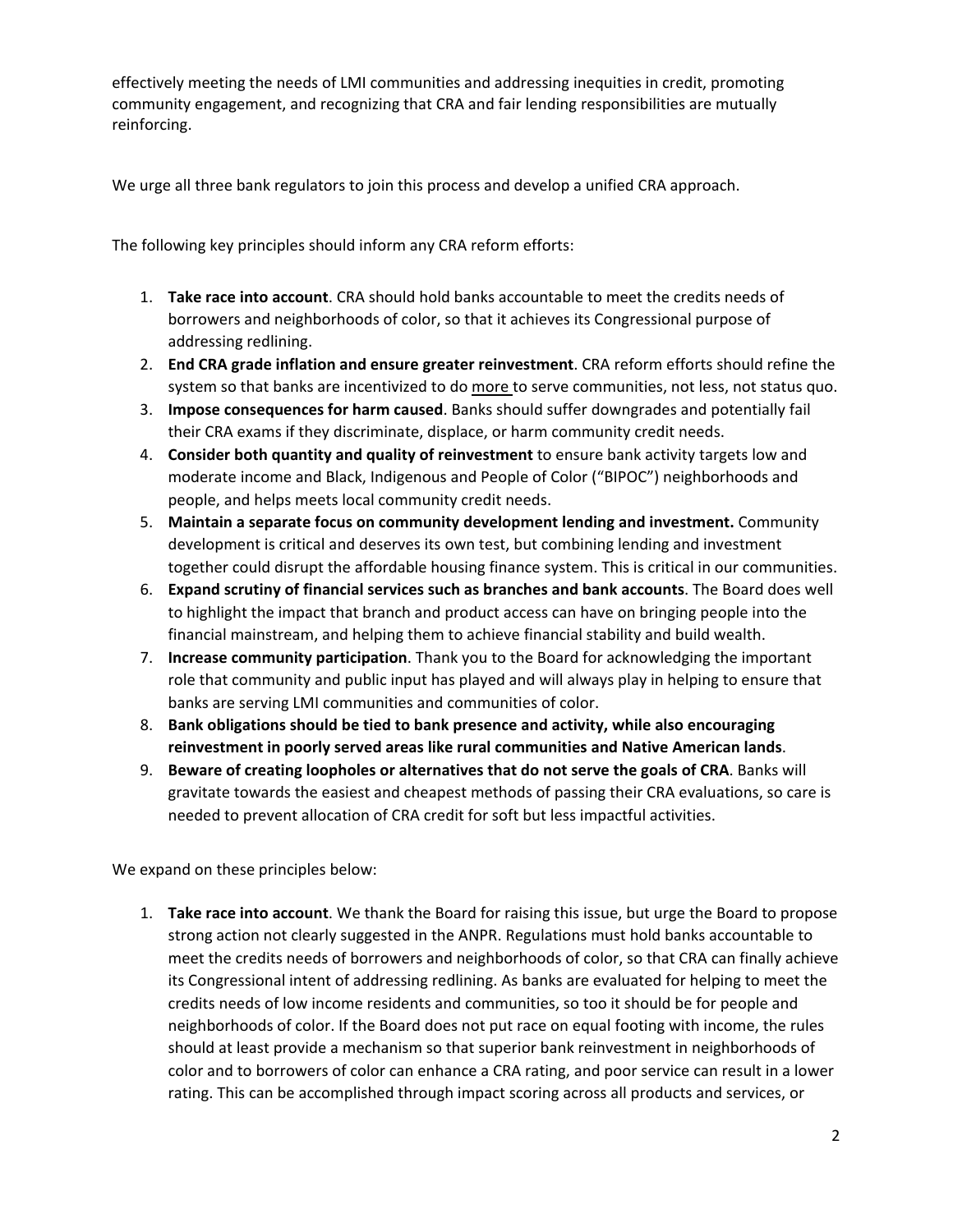effectively meeting the needs of LMI communities and addressing inequities in credit, promoting community engagement, and recognizing that CRA and fair lending responsibilities are mutually reinforcing.

We urge all three bank regulators to join this process and develop a unified CRA approach.

The following key principles should inform any CRA reform efforts:

1. **Take race into account**. CRA should hold banks accountable to meet the credits needs of borrowers and neighborhoods of color, so that it achieves its Congressional purpose of addressing redlining.
2. **End CRA grade inflation and ensure greater reinvestment**. CRA reform efforts should refine the system so that banks are incentivized to do more to serve communities, not less, not status quo.
3. **Impose consequences for harm caused**. Banks should suffer downgrades and potentially fail their CRA exams if they discriminate, displace, or harm community credit needs.
4. **Consider both quantity and quality of reinvestment** to ensure bank activity targets low and moderate income and Black, Indigenous and People of Color ("BIPOC") neighborhoods and people, and helps meets local community credit needs.
5. **Maintain a separate focus on community development lending and investment.** Community development is critical and deserves its own test, but combining lending and investment together could disrupt the affordable housing finance system. This is critical in our communities.
6. **Expand scrutiny of financial services such as branches and bank accounts**. The Board does well to highlight the impact that branch and product access can have on bringing people into the financial mainstream, and helping them to achieve financial stability and build wealth.
7. **Increase community participation**. Thank you to the Board for acknowledging the important role that community and public input has played and will always play in helping to ensure that banks are serving LMI communities and communities of color.
8. **Bank obligations should be tied to bank presence and activity, while also encouraging reinvestment in poorly served areas like rural communities and Native American lands**.
9. **Beware of creating loopholes or alternatives that do not serve the goals of CRA**. Banks will gravitate towards the easiest and cheapest methods of passing their CRA evaluations, so care is needed to prevent allocation of CRA credit for soft but less impactful activities.

We expand on these principles below:

1. **Take race into account**. We thank the Board for raising this issue, but urge the Board to propose strong action not clearly suggested in the ANPR. Regulations must hold banks accountable to meet the credits needs of borrowers and neighborhoods of color, so that CRA can finally achieve its Congressional intent of addressing redlining. As banks are evaluated for helping to meet the credits needs of low income residents and communities, so too it should be for people and neighborhoods of color. If the Board does not put race on equal footing with income, the rules should at least provide a mechanism so that superior bank reinvestment in neighborhoods of color and to borrowers of color can enhance a CRA rating, and poor service can result in a lower rating. This can be accomplished through impact scoring across all products and services, or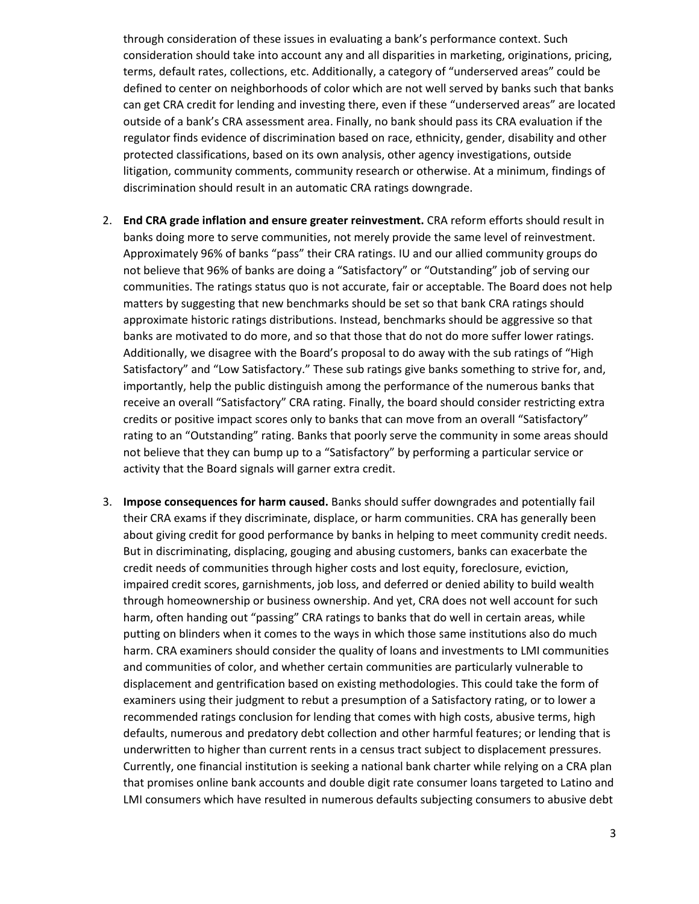through consideration of these issues in evaluating a bank's performance context. Such consideration should take into account any and all disparities in marketing, originations, pricing, terms, default rates, collections, etc. Additionally, a category of "underserved areas" could be defined to center on neighborhoods of color which are not well served by banks such that banks can get CRA credit for lending and investing there, even if these "underserved areas" are located outside of a bank's CRA assessment area. Finally, no bank should pass its CRA evaluation if the regulator finds evidence of discrimination based on race, ethnicity, gender, disability and other protected classifications, based on its own analysis, other agency investigations, outside litigation, community comments, community research or otherwise. At a minimum, findings of discrimination should result in an automatic CRA ratings downgrade.

2. **End CRA grade inflation and ensure greater reinvestment.** CRA reform efforts should result in banks doing more to serve communities, not merely provide the same level of reinvestment. Approximately 96% of banks "pass" their CRA ratings. IU and our allied community groups do not believe that 96% of banks are doing a "Satisfactory" or "Outstanding" job of serving our communities. The ratings status quo is not accurate, fair or acceptable. The Board does not help matters by suggesting that new benchmarks should be set so that bank CRA ratings should approximate historic ratings distributions. Instead, benchmarks should be aggressive so that banks are motivated to do more, and so that those that do not do more suffer lower ratings. Additionally, we disagree with the Board's proposal to do away with the sub ratings of "High Satisfactory" and "Low Satisfactory." These sub ratings give banks something to strive for, and, importantly, help the public distinguish among the performance of the numerous banks that receive an overall "Satisfactory" CRA rating. Finally, the board should consider restricting extra credits or positive impact scores only to banks that can move from an overall "Satisfactory" rating to an "Outstanding" rating. Banks that poorly serve the community in some areas should not believe that they can bump up to a "Satisfactory" by performing a particular service or activity that the Board signals will garner extra credit.

3. **Impose consequences for harm caused.** Banks should suffer downgrades and potentially fail their CRA exams if they discriminate, displace, or harm communities. CRA has generally been about giving credit for good performance by banks in helping to meet community credit needs. But in discriminating, displacing, gouging and abusing customers, banks can exacerbate the credit needs of communities through higher costs and lost equity, foreclosure, eviction, impaired credit scores, garnishments, job loss, and deferred or denied ability to build wealth through homeownership or business ownership. And yet, CRA does not well account for such harm, often handing out "passing" CRA ratings to banks that do well in certain areas, while putting on blinders when it comes to the ways in which those same institutions also do much harm. CRA examiners should consider the quality of loans and investments to LMI communities and communities of color, and whether certain communities are particularly vulnerable to displacement and gentrification based on existing methodologies. This could take the form of examiners using their judgment to rebut a presumption of a Satisfactory rating, or to lower a recommended ratings conclusion for lending that comes with high costs, abusive terms, high defaults, numerous and predatory debt collection and other harmful features; or lending that is underwritten to higher than current rents in a census tract subject to displacement pressures. Currently, one financial institution is seeking a national bank charter while relying on a CRA plan that promises online bank accounts and double digit rate consumer loans targeted to Latino and LMI consumers which have resulted in numerous defaults subjecting consumers to abusive debt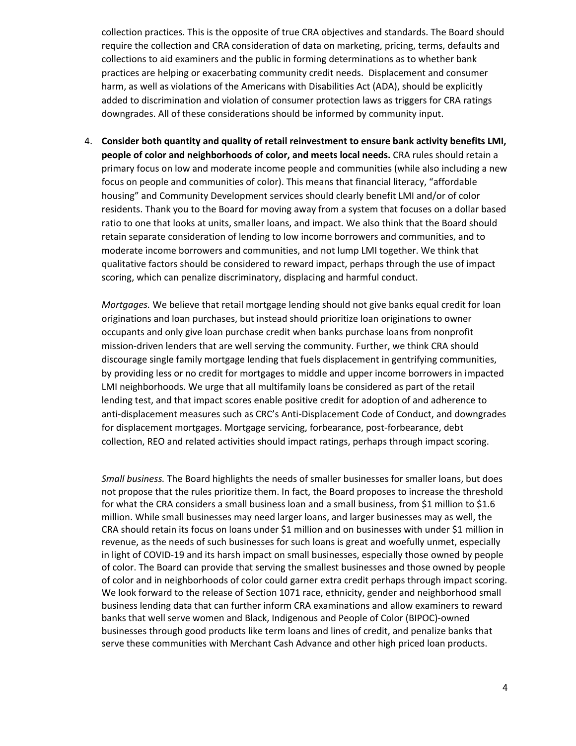collection practices. This is the opposite of true CRA objectives and standards. The Board should require the collection and CRA consideration of data on marketing, pricing, terms, defaults and collections to aid examiners and the public in forming determinations as to whether bank practices are helping or exacerbating community credit needs. Displacement and consumer harm, as well as violations of the Americans with Disabilities Act (ADA), should be explicitly added to discrimination and violation of consumer protection laws as triggers for CRA ratings downgrades. All of these considerations should be informed by community input.

4. **Consider both quantity and quality of retail reinvestment to ensure bank activity benefits LMI, people of color and neighborhoods of color, and meets local needs.** CRA rules should retain a primary focus on low and moderate income people and communities (while also including a new focus on people and communities of color). This means that financial literacy, "affordable housing" and Community Development services should clearly benefit LMI and/or of color residents. Thank you to the Board for moving away from a system that focuses on a dollar based ratio to one that looks at units, smaller loans, and impact. We also think that the Board should retain separate consideration of lending to low income borrowers and communities, and to moderate income borrowers and communities, and not lump LMI together. We think that qualitative factors should be considered to reward impact, perhaps through the use of impact scoring, which can penalize discriminatory, displacing and harmful conduct.

   *Mortgages.* We believe that retail mortgage lending should not give banks equal credit for loan originations and loan purchases, but instead should prioritize loan originations to owner occupants and only give loan purchase credit when banks purchase loans from nonprofit mission-driven lenders that are well serving the community. Further, we think CRA should discourage single family mortgage lending that fuels displacement in gentrifying communities, by providing less or no credit for mortgages to middle and upper income borrowers in impacted LMI neighborhoods. We urge that all multifamily loans be considered as part of the retail lending test, and that impact scores enable positive credit for adoption of and adherence to anti-displacement measures such as CRC's Anti-Displacement Code of Conduct, and downgrades for displacement mortgages. Mortgage servicing, forbearance, post-forbearance, debt collection, REO and related activities should impact ratings, perhaps through impact scoring.

   *Small business.* The Board highlights the needs of smaller businesses for smaller loans, but does not propose that the rules prioritize them. In fact, the Board proposes to increase the threshold for what the CRA considers a small business loan and a small business, from $1 million to $1.6 million. While small businesses may need larger loans, and larger businesses may as well, the CRA should retain its focus on loans under $1 million and on businesses with under $1 million in revenue, as the needs of such businesses for such loans is great and woefully unmet, especially in light of COVID-19 and its harsh impact on small businesses, especially those owned by people of color. The Board can provide that serving the smallest businesses and those owned by people of color and in neighborhoods of color could garner extra credit perhaps through impact scoring. We look forward to the release of Section 1071 race, ethnicity, gender and neighborhood small business lending data that can further inform CRA examinations and allow examiners to reward banks that well serve women and Black, Indigenous and People of Color (BIPOC)-owned businesses through good products like term loans and lines of credit, and penalize banks that serve these communities with Merchant Cash Advance and other high priced loan products.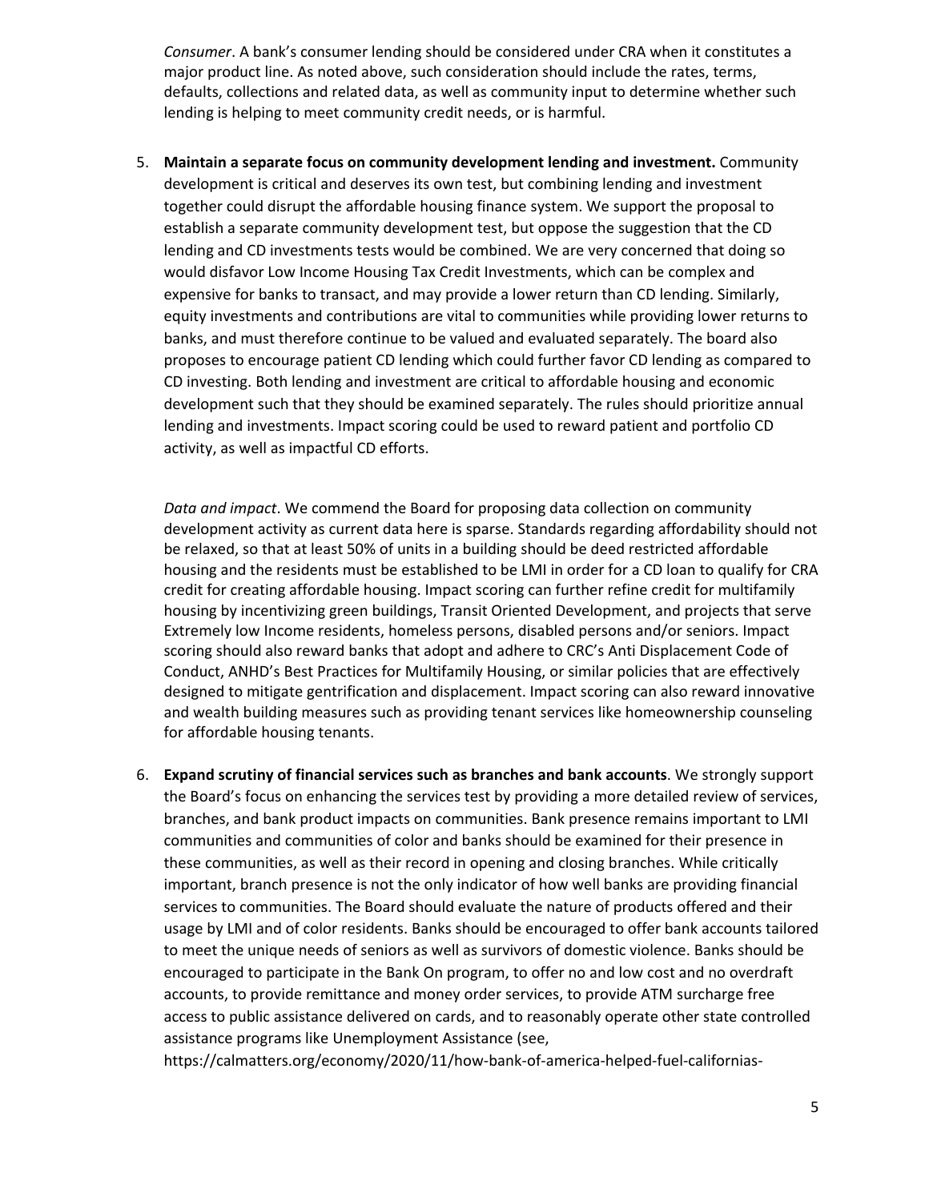*Consumer*. A bank's consumer lending should be considered under CRA when it constitutes a major product line. As noted above, such consideration should include the rates, terms, defaults, collections and related data, as well as community input to determine whether such lending is helping to meet community credit needs, or is harmful.

5. **Maintain a separate focus on community development lending and investment.** Community development is critical and deserves its own test, but combining lending and investment together could disrupt the affordable housing finance system. We support the proposal to establish a separate community development test, but oppose the suggestion that the CD lending and CD investments tests would be combined. We are very concerned that doing so would disfavor Low Income Housing Tax Credit Investments, which can be complex and expensive for banks to transact, and may provide a lower return than CD lending. Similarly, equity investments and contributions are vital to communities while providing lower returns to banks, and must therefore continue to be valued and evaluated separately. The board also proposes to encourage patient CD lending which could further favor CD lending as compared to CD investing. Both lending and investment are critical to affordable housing and economic development such that they should be examined separately. The rules should prioritize annual lending and investments. Impact scoring could be used to reward patient and portfolio CD activity, as well as impactful CD efforts.

   *Data and impact*. We commend the Board for proposing data collection on community development activity as current data here is sparse. Standards regarding affordability should not be relaxed, so that at least 50% of units in a building should be deed restricted affordable housing and the residents must be established to be LMI in order for a CD loan to qualify for CRA credit for creating affordable housing. Impact scoring can further refine credit for multifamily housing by incentivizing green buildings, Transit Oriented Development, and projects that serve Extremely low Income residents, homeless persons, disabled persons and/or seniors. Impact scoring should also reward banks that adopt and adhere to CRC's Anti Displacement Code of Conduct, ANHD's Best Practices for Multifamily Housing, or similar policies that are effectively designed to mitigate gentrification and displacement. Impact scoring can also reward innovative and wealth building measures such as providing tenant services like homeownership counseling for affordable housing tenants.

6. **Expand scrutiny of financial services such as branches and bank accounts**. We strongly support the Board's focus on enhancing the services test by providing a more detailed review of services, branches, and bank product impacts on communities. Bank presence remains important to LMI communities and communities of color and banks should be examined for their presence in these communities, as well as their record in opening and closing branches. While critically important, branch presence is not the only indicator of how well banks are providing financial services to communities. The Board should evaluate the nature of products offered and their usage by LMI and of color residents. Banks should be encouraged to offer bank accounts tailored to meet the unique needs of seniors as well as survivors of domestic violence. Banks should be encouraged to participate in the Bank On program, to offer no and low cost and no overdraft accounts, to provide remittance and money order services, to provide ATM surcharge free access to public assistance delivered on cards, and to reasonably operate other state controlled assistance programs like Unemployment Assistance (see, https://calmatters.org/economy/2020/11/how-bank-of-america-helped-fuel-californias-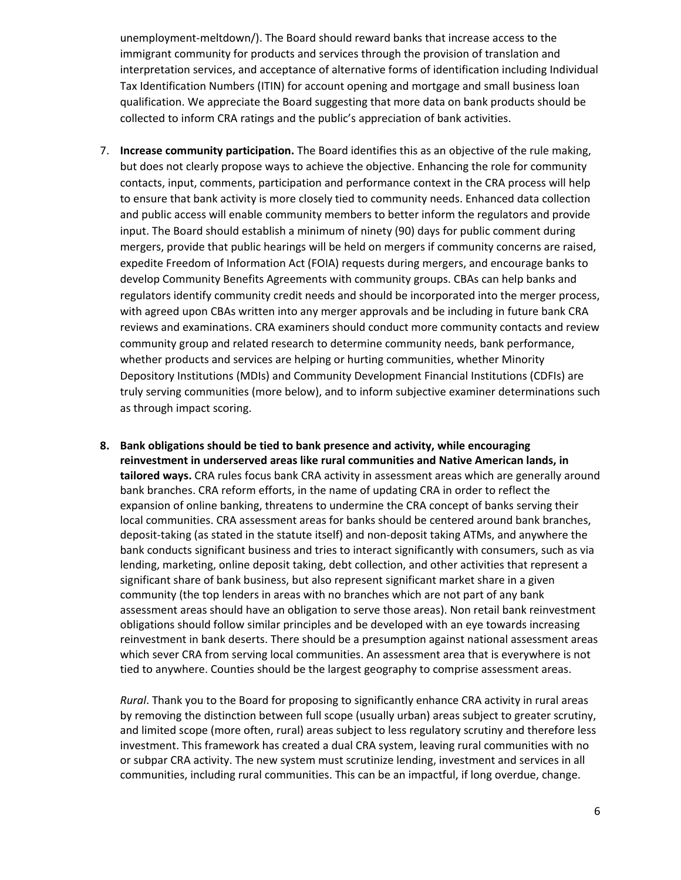unemployment-meltdown/). The Board should reward banks that increase access to the immigrant community for products and services through the provision of translation and interpretation services, and acceptance of alternative forms of identification including Individual Tax Identification Numbers (ITIN) for account opening and mortgage and small business loan qualification. We appreciate the Board suggesting that more data on bank products should be collected to inform CRA ratings and the public's appreciation of bank activities.

7. **Increase community participation.** The Board identifies this as an objective of the rule making, but does not clearly propose ways to achieve the objective. Enhancing the role for community contacts, input, comments, participation and performance context in the CRA process will help to ensure that bank activity is more closely tied to community needs. Enhanced data collection and public access will enable community members to better inform the regulators and provide input. The Board should establish a minimum of ninety (90) days for public comment during mergers, provide that public hearings will be held on mergers if community concerns are raised, expedite Freedom of Information Act (FOIA) requests during mergers, and encourage banks to develop Community Benefits Agreements with community groups. CBAs can help banks and regulators identify community credit needs and should be incorporated into the merger process, with agreed upon CBAs written into any merger approvals and be including in future bank CRA reviews and examinations. CRA examiners should conduct more community contacts and review community group and related research to determine community needs, bank performance, whether products and services are helping or hurting communities, whether Minority Depository Institutions (MDIs) and Community Development Financial Institutions (CDFIs) are truly serving communities (more below), and to inform subjective examiner determinations such as through impact scoring.

8. **Bank obligations should be tied to bank presence and activity, while encouraging reinvestment in underserved areas like rural communities and Native American lands, in tailored ways.** CRA rules focus bank CRA activity in assessment areas which are generally around bank branches. CRA reform efforts, in the name of updating CRA in order to reflect the expansion of online banking, threatens to undermine the CRA concept of banks serving their local communities. CRA assessment areas for banks should be centered around bank branches, deposit-taking (as stated in the statute itself) and non-deposit taking ATMs, and anywhere the bank conducts significant business and tries to interact significantly with consumers, such as via lending, marketing, online deposit taking, debt collection, and other activities that represent a significant share of bank business, but also represent significant market share in a given community (the top lenders in areas with no branches which are not part of any bank assessment areas should have an obligation to serve those areas). Non retail bank reinvestment obligations should follow similar principles and be developed with an eye towards increasing reinvestment in bank deserts. There should be a presumption against national assessment areas which sever CRA from serving local communities. An assessment area that is everywhere is not tied to anywhere. Counties should be the largest geography to comprise assessment areas.

   *Rural*. Thank you to the Board for proposing to significantly enhance CRA activity in rural areas by removing the distinction between full scope (usually urban) areas subject to greater scrutiny, and limited scope (more often, rural) areas subject to less regulatory scrutiny and therefore less investment. This framework has created a dual CRA system, leaving rural communities with no or subpar CRA activity. The new system must scrutinize lending, investment and services in all communities, including rural communities. This can be an impactful, if long overdue, change.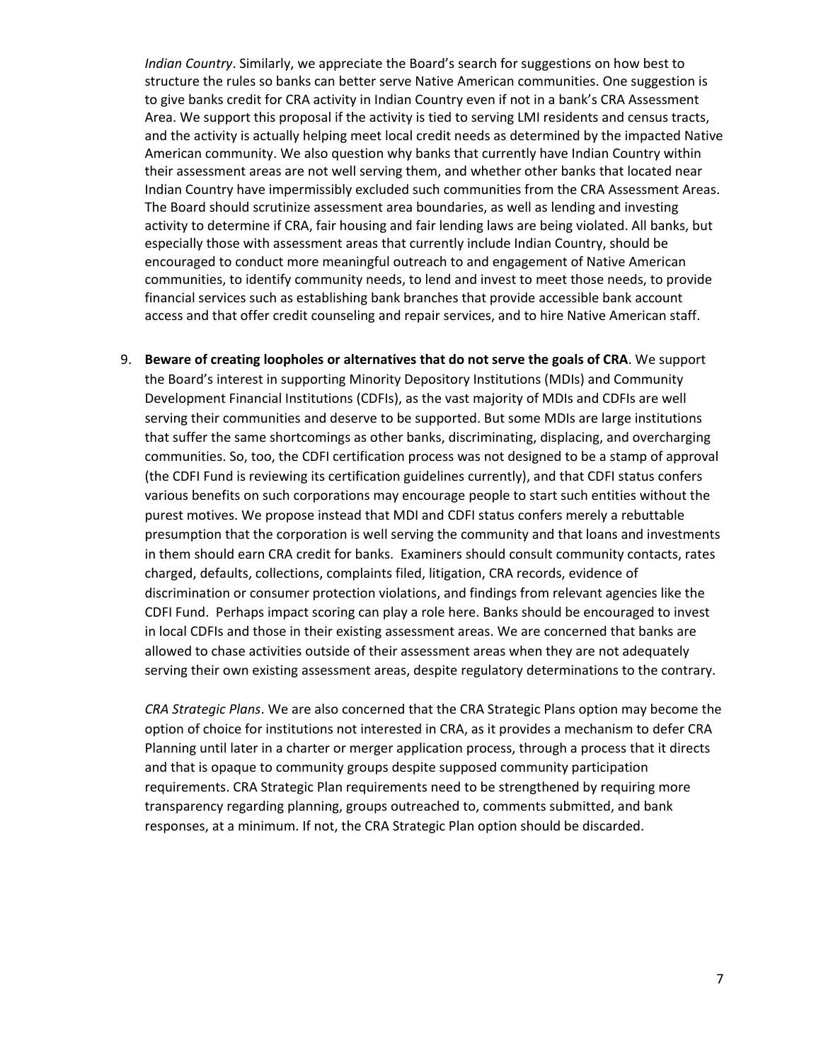*Indian Country*. Similarly, we appreciate the Board's search for suggestions on how best to structure the rules so banks can better serve Native American communities. One suggestion is to give banks credit for CRA activity in Indian Country even if not in a bank's CRA Assessment Area. We support this proposal if the activity is tied to serving LMI residents and census tracts, and the activity is actually helping meet local credit needs as determined by the impacted Native American community. We also question why banks that currently have Indian Country within their assessment areas are not well serving them, and whether other banks that located near Indian Country have impermissibly excluded such communities from the CRA Assessment Areas. The Board should scrutinize assessment area boundaries, as well as lending and investing activity to determine if CRA, fair housing and fair lending laws are being violated. All banks, but especially those with assessment areas that currently include Indian Country, should be encouraged to conduct more meaningful outreach to and engagement of Native American communities, to identify community needs, to lend and invest to meet those needs, to provide financial services such as establishing bank branches that provide accessible bank account access and that offer credit counseling and repair services, and to hire Native American staff.

9. **Beware of creating loopholes or alternatives that do not serve the goals of CRA**. We support the Board's interest in supporting Minority Depository Institutions (MDIs) and Community Development Financial Institutions (CDFIs), as the vast majority of MDIs and CDFIs are well serving their communities and deserve to be supported. But some MDIs are large institutions that suffer the same shortcomings as other banks, discriminating, displacing, and overcharging communities. So, too, the CDFI certification process was not designed to be a stamp of approval (the CDFI Fund is reviewing its certification guidelines currently), and that CDFI status confers various benefits on such corporations may encourage people to start such entities without the purest motives. We propose instead that MDI and CDFI status confers merely a rebuttable presumption that the corporation is well serving the community and that loans and investments in them should earn CRA credit for banks. Examiners should consult community contacts, rates charged, defaults, collections, complaints filed, litigation, CRA records, evidence of discrimination or consumer protection violations, and findings from relevant agencies like the CDFI Fund. Perhaps impact scoring can play a role here. Banks should be encouraged to invest in local CDFIs and those in their existing assessment areas. We are concerned that banks are allowed to chase activities outside of their assessment areas when they are not adequately serving their own existing assessment areas, despite regulatory determinations to the contrary.

   *CRA Strategic Plans*. We are also concerned that the CRA Strategic Plans option may become the option of choice for institutions not interested in CRA, as it provides a mechanism to defer CRA Planning until later in a charter or merger application process, through a process that it directs and that is opaque to community groups despite supposed community participation requirements. CRA Strategic Plan requirements need to be strengthened by requiring more transparency regarding planning, groups outreached to, comments submitted, and bank responses, at a minimum. If not, the CRA Strategic Plan option should be discarded.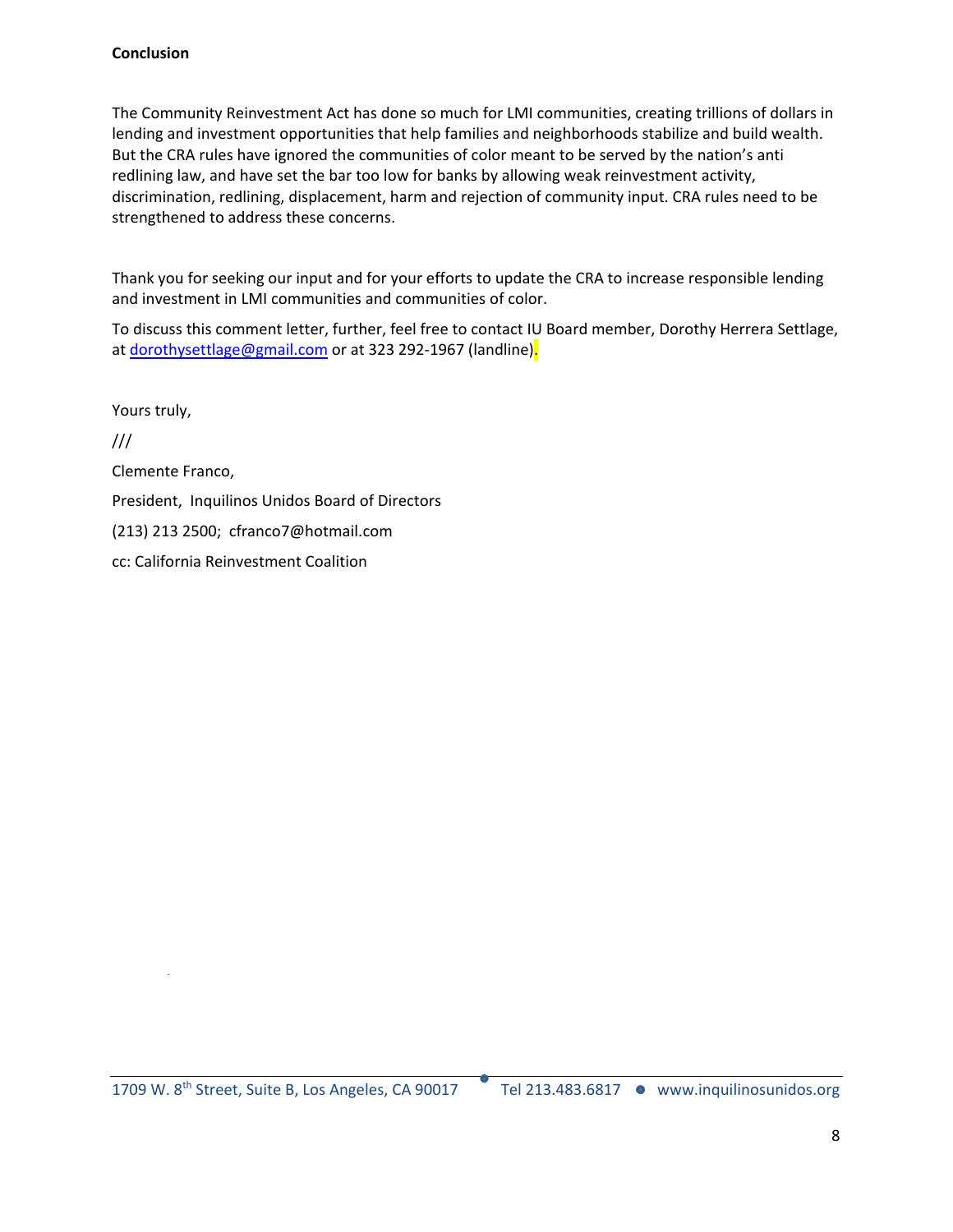**Conclusion**

The Community Reinvestment Act has done so much for LMI communities, creating trillions of dollars in lending and investment opportunities that help families and neighborhoods stabilize and build wealth. But the CRA rules have ignored the communities of color meant to be served by the nation's anti redlining law, and have set the bar too low for banks by allowing weak reinvestment activity, discrimination, redlining, displacement, harm and rejection of community input. CRA rules need to be strengthened to address these concerns.

Thank you for seeking our input and for your efforts to update the CRA to increase responsible lending and investment in LMI communities and communities of color.

To discuss this comment letter, further, feel free to contact IU Board member, Dorothy Herrera Settlage, at dorothysettlage@gmail.com or at 323 292-1967 (landline).

Yours truly,

///

Clemente Franco,

President, Inquilinos Unidos Board of Directors

(213) 213 2500; cfranco7@hotmail.com

cc: California Reinvestment Coalition

1709 W. 8th Street, Suite B, Los Angeles, CA 90017 • Tel 213.483.6817 • www.inquilinosunidos.org